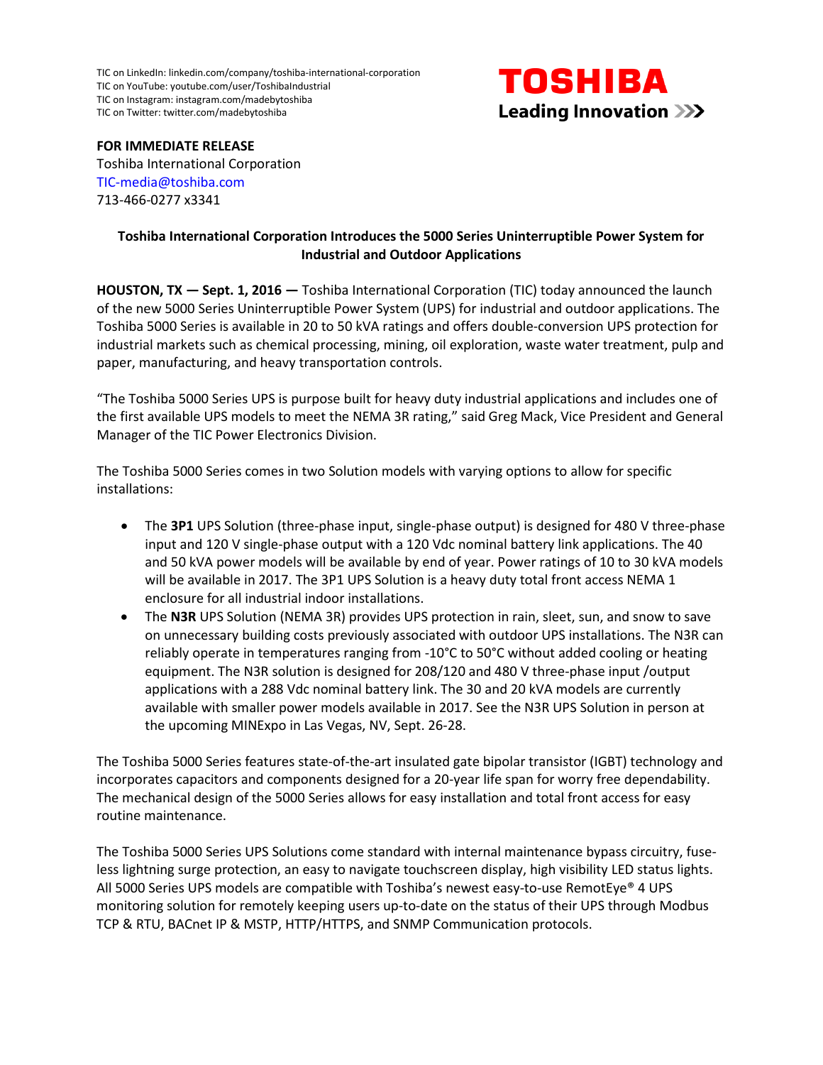TIC on LinkedIn: linkedin.com/company/toshiba-international-corporation
TIC on YouTube: youtube.com/user/ToshibaIndustrial
TIC on Instagram: instagram.com/madebytoshiba
TIC on Twitter: twitter.com/madebytoshiba

TOSHIBA
Leading Innovation >>>

**FOR IMMEDIATE RELEASE**
Toshiba International Corporation
TIC-media@toshiba.com
713-466-0277 x3341

**Toshiba International Corporation Introduces the 5000 Series Uninterruptible Power System for Industrial and Outdoor Applications**

**HOUSTON, TX — Sept. 1, 2016 —** Toshiba International Corporation (TIC) today announced the launch of the new 5000 Series Uninterruptible Power System (UPS) for industrial and outdoor applications. The Toshiba 5000 Series is available in 20 to 50 kVA ratings and offers double-conversion UPS protection for industrial markets such as chemical processing, mining, oil exploration, waste water treatment, pulp and paper, manufacturing, and heavy transportation controls.

"The Toshiba 5000 Series UPS is purpose built for heavy duty industrial applications and includes one of the first available UPS models to meet the NEMA 3R rating," said Greg Mack, Vice President and General Manager of the TIC Power Electronics Division.

The Toshiba 5000 Series comes in two Solution models with varying options to allow for specific installations:

- The **3P1** UPS Solution (three-phase input, single-phase output) is designed for 480 V three-phase input and 120 V single-phase output with a 120 Vdc nominal battery link applications. The 40 and 50 kVA power models will be available by end of year. Power ratings of 10 to 30 kVA models will be available in 2017. The 3P1 UPS Solution is a heavy duty total front access NEMA 1 enclosure for all industrial indoor installations.
- The **N3R** UPS Solution (NEMA 3R) provides UPS protection in rain, sleet, sun, and snow to save on unnecessary building costs previously associated with outdoor UPS installations. The N3R can reliably operate in temperatures ranging from -10°C to 50°C without added cooling or heating equipment. The N3R solution is designed for 208/120 and 480 V three-phase input /output applications with a 288 Vdc nominal battery link. The 30 and 20 kVA models are currently available with smaller power models available in 2017. See the N3R UPS Solution in person at the upcoming MINExpo in Las Vegas, NV, Sept. 26-28.

The Toshiba 5000 Series features state-of-the-art insulated gate bipolar transistor (IGBT) technology and incorporates capacitors and components designed for a 20-year life span for worry free dependability. The mechanical design of the 5000 Series allows for easy installation and total front access for easy routine maintenance.

The Toshiba 5000 Series UPS Solutions come standard with internal maintenance bypass circuitry, fuse-less lightning surge protection, an easy to navigate touchscreen display, high visibility LED status lights. All 5000 Series UPS models are compatible with Toshiba's newest easy-to-use RemotEye® 4 UPS monitoring solution for remotely keeping users up-to-date on the status of their UPS through Modbus TCP & RTU, BACnet IP & MSTP, HTTP/HTTPS, and SNMP Communication protocols.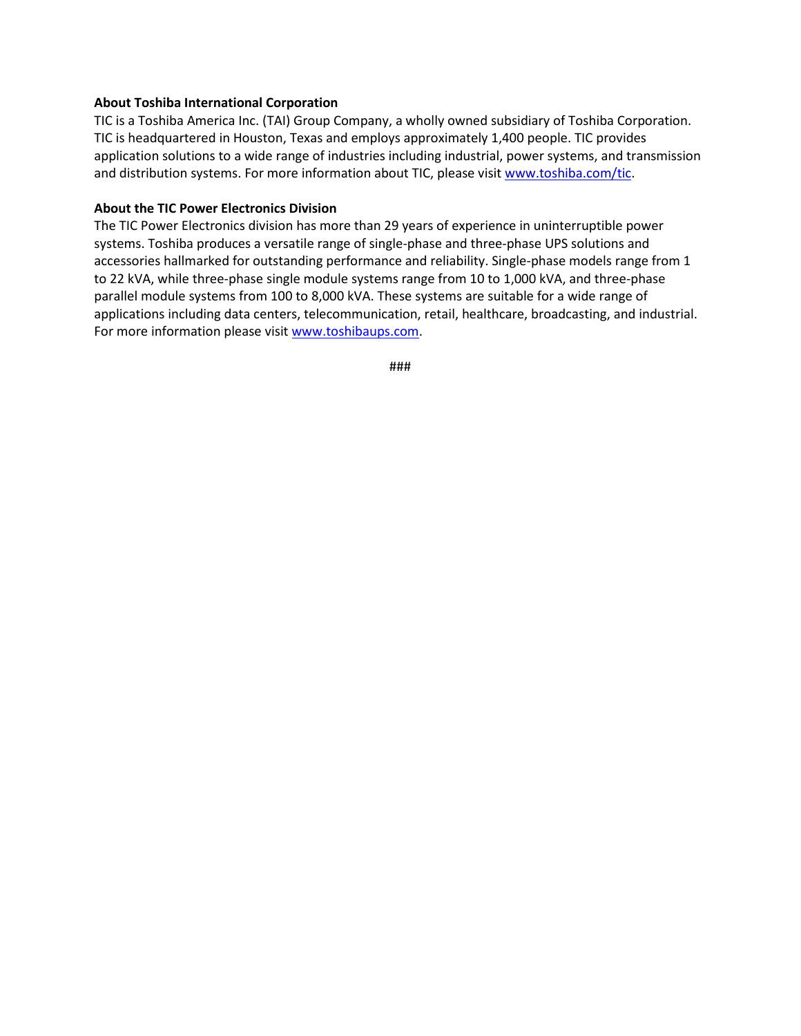**About Toshiba International Corporation**

TIC is a Toshiba America Inc. (TAI) Group Company, a wholly owned subsidiary of Toshiba Corporation. TIC is headquartered in Houston, Texas and employs approximately 1,400 people. TIC provides application solutions to a wide range of industries including industrial, power systems, and transmission and distribution systems. For more information about TIC, please visit [www.toshiba.com/tic](http://www.toshiba.com/tic).

**About the TIC Power Electronics Division**

The TIC Power Electronics division has more than 29 years of experience in uninterruptible power systems. Toshiba produces a versatile range of single-phase and three-phase UPS solutions and accessories hallmarked for outstanding performance and reliability. Single-phase models range from 1 to 22 kVA, while three-phase single module systems range from 10 to 1,000 kVA, and three-phase parallel module systems from 100 to 8,000 kVA. These systems are suitable for a wide range of applications including data centers, telecommunication, retail, healthcare, broadcasting, and industrial. For more information please visit [www.toshibaups.com](http://www.toshibaups.com).

###